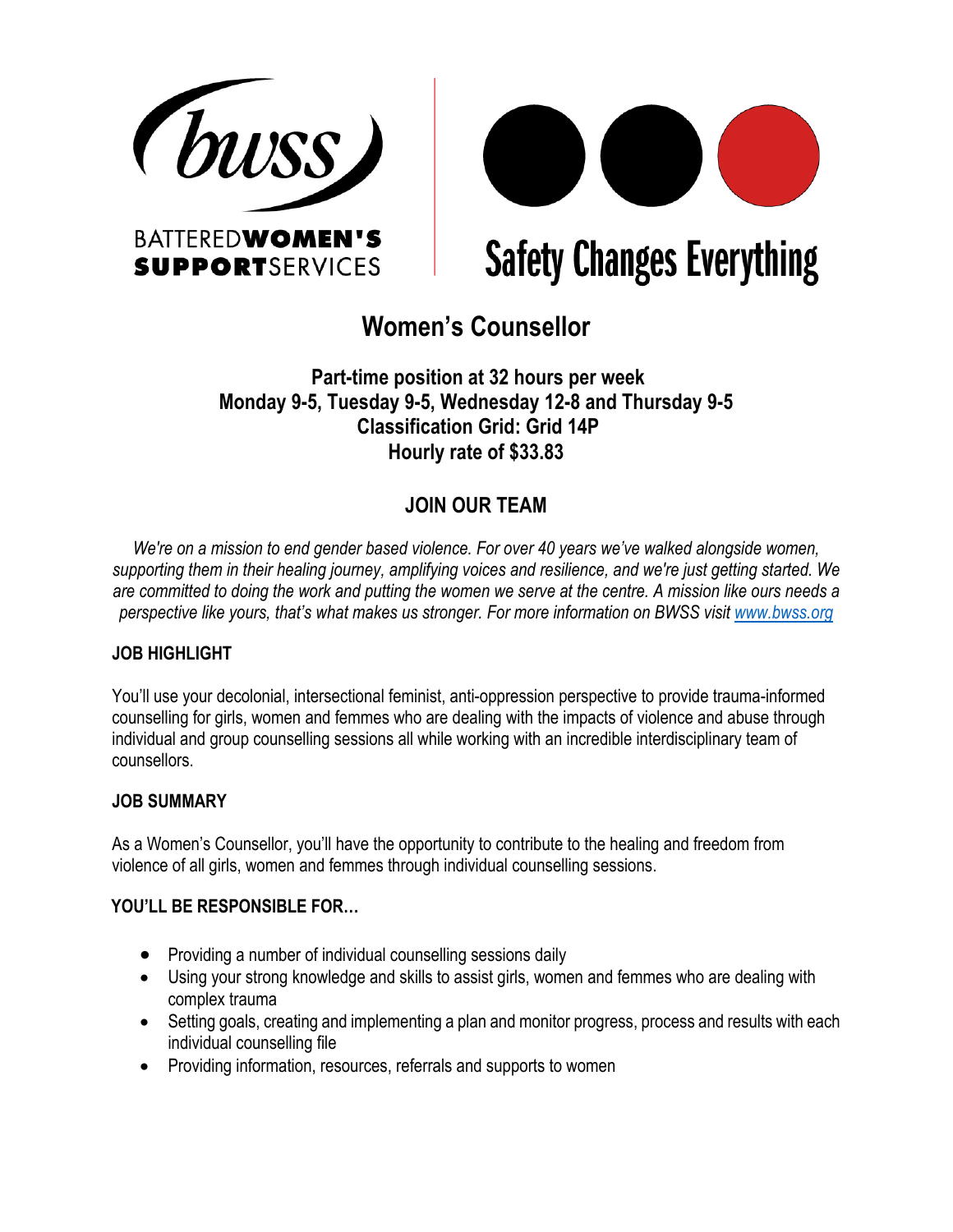BATTERED **WOMEN'S SUPPORT** SERVICES

**Safety Changes Everything**

# Women's Counsellor

**Part-time position at 32 hours per week**
**Monday 9-5, Tuesday 9-5, Wednesday 12-8 and Thursday 9-5**
**Classification Grid: Grid 14P**
**Hourly rate of $33.83**

## JOIN OUR TEAM

*We're on a mission to end gender based violence. For over 40 years we've walked alongside women, supporting them in their healing journey, amplifying voices and resilience, and we're just getting started. We are committed to doing the work and putting the women we serve at the centre. A mission like ours needs a perspective like yours, that's what makes us stronger. For more information on BWSS visit [www.bwss.org](http://www.bwss.org)*

### JOB HIGHLIGHT

You'll use your decolonial, intersectional feminist, anti-oppression perspective to provide trauma-informed counselling for girls, women and femmes who are dealing with the impacts of violence and abuse through individual and group counselling sessions all while working with an incredible interdisciplinary team of counsellors.

### JOB SUMMARY

As a Women's Counsellor, you'll have the opportunity to contribute to the healing and freedom from violence of all girls, women and femmes through individual counselling sessions.

### YOU'LL BE RESPONSIBLE FOR…

- Providing a number of individual counselling sessions daily
- Using your strong knowledge and skills to assist girls, women and femmes who are dealing with complex trauma
- Setting goals, creating and implementing a plan and monitor progress, process and results with each individual counselling file
- Providing information, resources, referrals and supports to women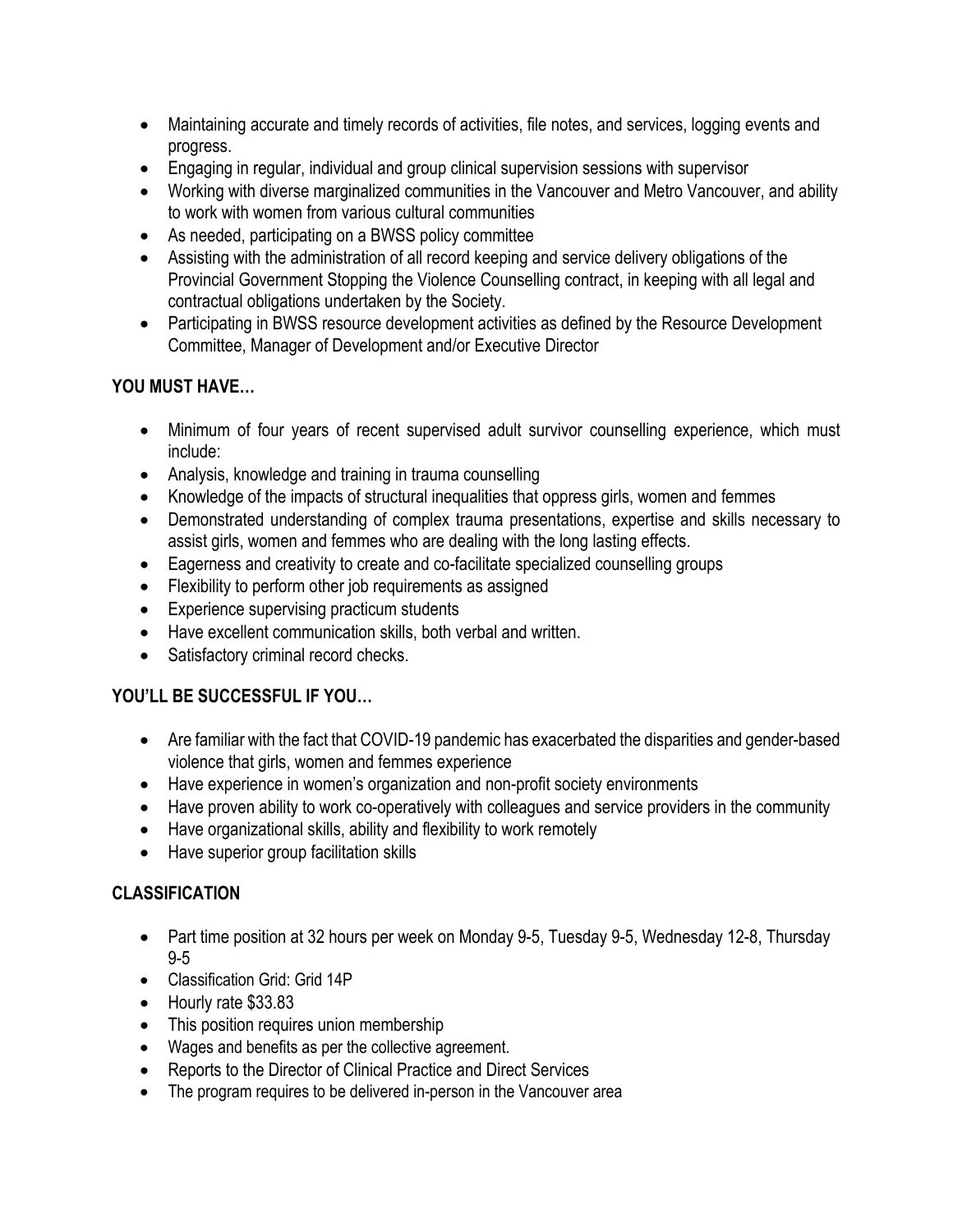- Maintaining accurate and timely records of activities, file notes, and services, logging events and progress.
- Engaging in regular, individual and group clinical supervision sessions with supervisor
- Working with diverse marginalized communities in the Vancouver and Metro Vancouver, and ability to work with women from various cultural communities
- As needed, participating on a BWSS policy committee
- Assisting with the administration of all record keeping and service delivery obligations of the Provincial Government Stopping the Violence Counselling contract, in keeping with all legal and contractual obligations undertaken by the Society.
- Participating in BWSS resource development activities as defined by the Resource Development Committee, Manager of Development and/or Executive Director

**YOU MUST HAVE…**

- Minimum of four years of recent supervised adult survivor counselling experience, which must include:
- Analysis, knowledge and training in trauma counselling
- Knowledge of the impacts of structural inequalities that oppress girls, women and femmes
- Demonstrated understanding of complex trauma presentations, expertise and skills necessary to assist girls, women and femmes who are dealing with the long lasting effects.
- Eagerness and creativity to create and co-facilitate specialized counselling groups
- Flexibility to perform other job requirements as assigned
- Experience supervising practicum students
- Have excellent communication skills, both verbal and written.
- Satisfactory criminal record checks.

**YOU'LL BE SUCCESSFUL IF YOU…**

- Are familiar with the fact that COVID-19 pandemic has exacerbated the disparities and gender-based violence that girls, women and femmes experience
- Have experience in women's organization and non-profit society environments
- Have proven ability to work co-operatively with colleagues and service providers in the community
- Have organizational skills, ability and flexibility to work remotely
- Have superior group facilitation skills

**CLASSIFICATION**

- Part time position at 32 hours per week on Monday 9-5, Tuesday 9-5, Wednesday 12-8, Thursday 9-5
- Classification Grid: Grid 14P
- Hourly rate $33.83
- This position requires union membership
- Wages and benefits as per the collective agreement.
- Reports to the Director of Clinical Practice and Direct Services
- The program requires to be delivered in-person in the Vancouver area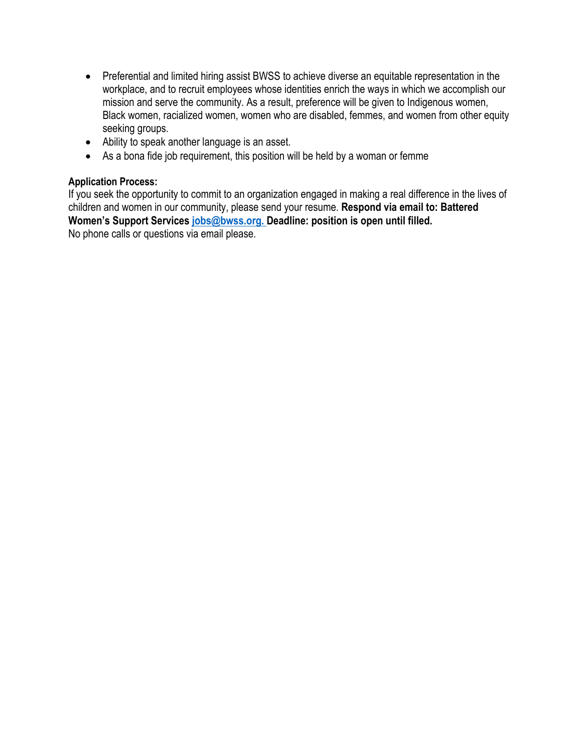- Preferential and limited hiring assist BWSS to achieve diverse an equitable representation in the workplace, and to recruit employees whose identities enrich the ways in which we accomplish our mission and serve the community. As a result, preference will be given to Indigenous women, Black women, racialized women, women who are disabled, femmes, and women from other equity seeking groups.
- Ability to speak another language is an asset.
- As a bona fide job requirement, this position will be held by a woman or femme

**Application Process:**
If you seek the opportunity to commit to an organization engaged in making a real difference in the lives of children and women in our community, please send your resume. **Respond via email to: Battered Women's Support Services** [jobs@bwss.org.](mailto:jobs@bwss.org) **Deadline: position is open until filled.**
No phone calls or questions via email please.